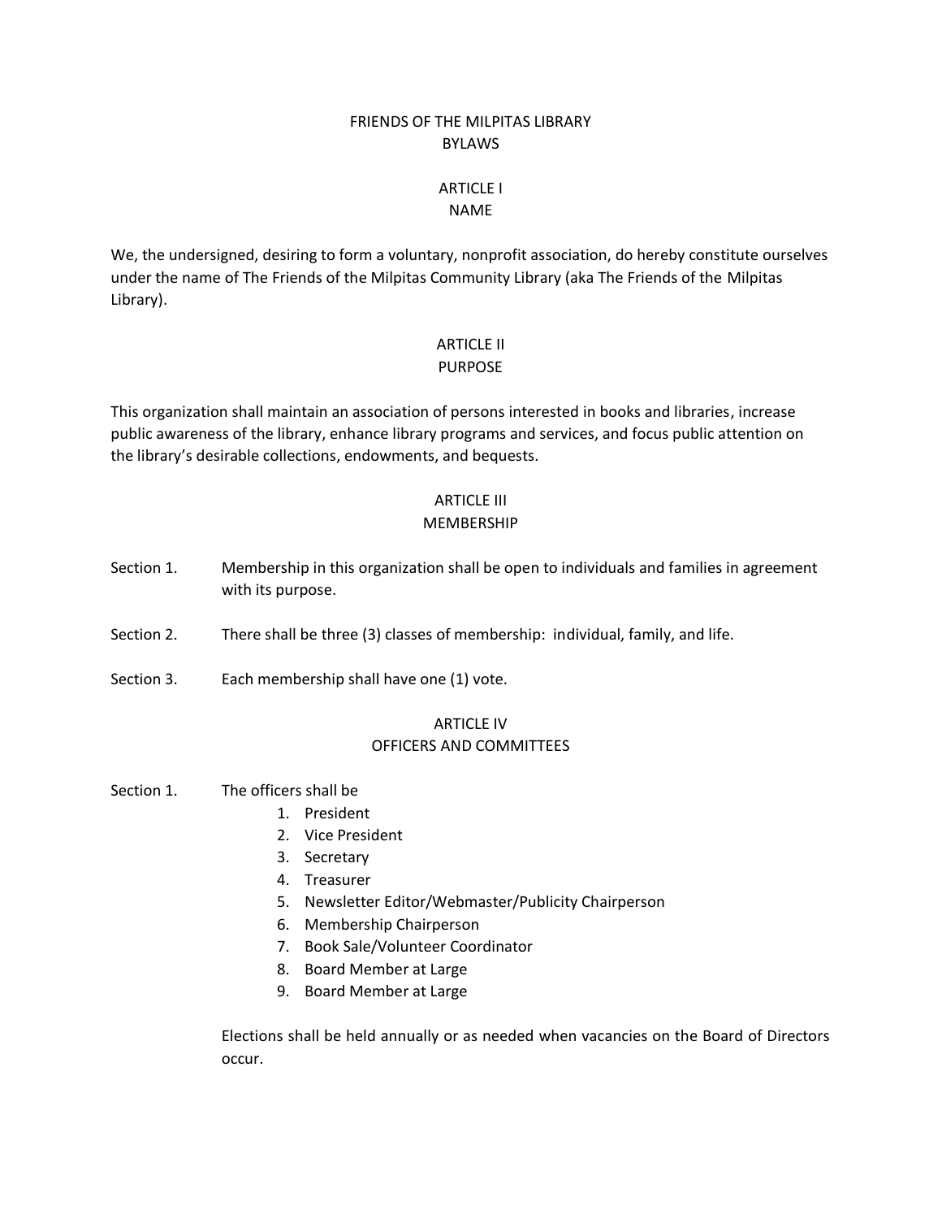# FRIENDS OF THE MILPITAS LIBRARY
# BYLAWS

## ARTICLE I
## NAME

We, the undersigned, desiring to form a voluntary, nonprofit association, do hereby constitute ourselves under the name of The Friends of the Milpitas Community Library (aka The Friends of the Milpitas Library).

## ARTICLE II
## PURPOSE

This organization shall maintain an association of persons interested in books and libraries, increase public awareness of the library, enhance library programs and services, and focus public attention on the library's desirable collections, endowments, and bequests.

## ARTICLE III
## MEMBERSHIP

Section 1. Membership in this organization shall be open to individuals and families in agreement with its purpose.

Section 2. There shall be three (3) classes of membership: individual, family, and life.

Section 3. Each membership shall have one (1) vote.

## ARTICLE IV
## OFFICERS AND COMMITTEES

Section 1. The officers shall be

1. President
2. Vice President
3. Secretary
4. Treasurer
5. Newsletter Editor/Webmaster/Publicity Chairperson
6. Membership Chairperson
7. Book Sale/Volunteer Coordinator
8. Board Member at Large
9. Board Member at Large

Elections shall be held annually or as needed when vacancies on the Board of Directors occur.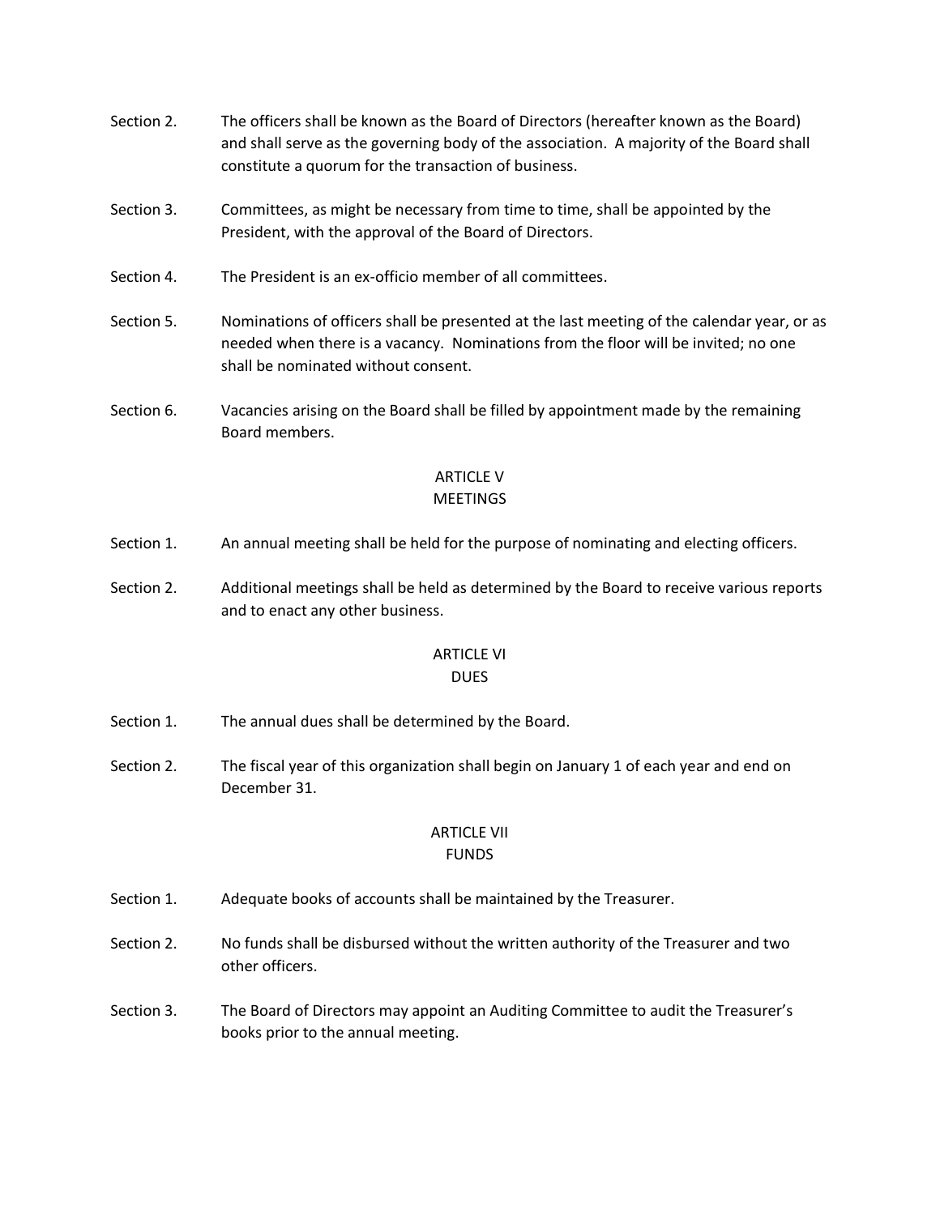Section 2. The officers shall be known as the Board of Directors (hereafter known as the Board) and shall serve as the governing body of the association. A majority of the Board shall constitute a quorum for the transaction of business.

Section 3. Committees, as might be necessary from time to time, shall be appointed by the President, with the approval of the Board of Directors.

Section 4. The President is an ex-officio member of all committees.

Section 5. Nominations of officers shall be presented at the last meeting of the calendar year, or as needed when there is a vacancy. Nominations from the floor will be invited; no one shall be nominated without consent.

Section 6. Vacancies arising on the Board shall be filled by appointment made by the remaining Board members.

## ARTICLE V
## MEETINGS

Section 1. An annual meeting shall be held for the purpose of nominating and electing officers.

Section 2. Additional meetings shall be held as determined by the Board to receive various reports and to enact any other business.

## ARTICLE VI
## DUES

Section 1. The annual dues shall be determined by the Board.

Section 2. The fiscal year of this organization shall begin on January 1 of each year and end on December 31.

## ARTICLE VII
## FUNDS

Section 1. Adequate books of accounts shall be maintained by the Treasurer.

Section 2. No funds shall be disbursed without the written authority of the Treasurer and two other officers.

Section 3. The Board of Directors may appoint an Auditing Committee to audit the Treasurer's books prior to the annual meeting.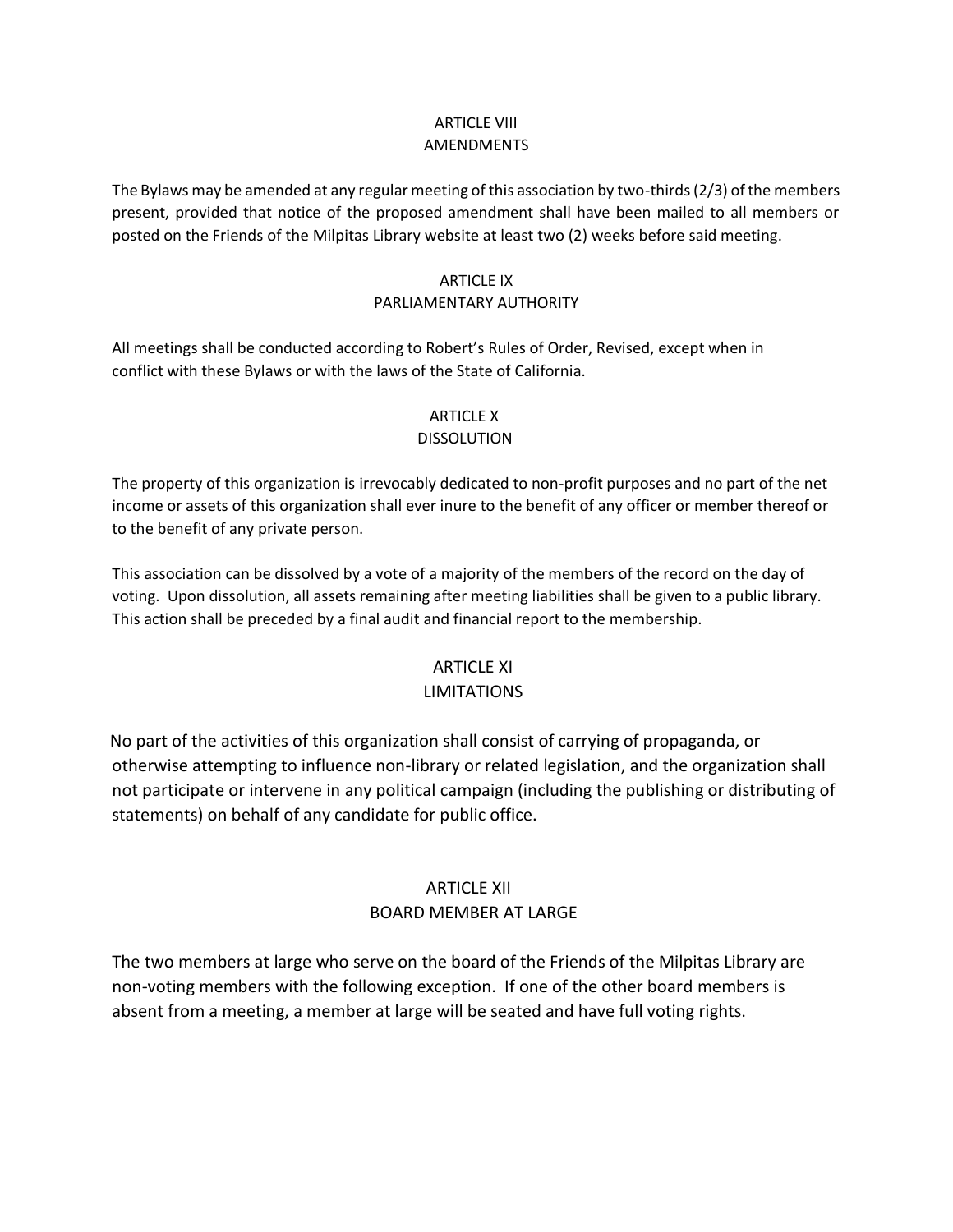## ARTICLE VIII
## AMENDMENTS

The Bylaws may be amended at any regular meeting of this association by two-thirds (2/3) of the members present, provided that notice of the proposed amendment shall have been mailed to all members or posted on the Friends of the Milpitas Library website at least two (2) weeks before said meeting.

## ARTICLE IX
## PARLIAMENTARY AUTHORITY

All meetings shall be conducted according to Robert's Rules of Order, Revised, except when in conflict with these Bylaws or with the laws of the State of California.

## ARTICLE X
## DISSOLUTION

The property of this organization is irrevocably dedicated to non-profit purposes and no part of the net income or assets of this organization shall ever inure to the benefit of any officer or member thereof or to the benefit of any private person.

This association can be dissolved by a vote of a majority of the members of the record on the day of voting. Upon dissolution, all assets remaining after meeting liabilities shall be given to a public library. This action shall be preceded by a final audit and financial report to the membership.

## ARTICLE XI
## LIMITATIONS

No part of the activities of this organization shall consist of carrying of propaganda, or otherwise attempting to influence non-library or related legislation, and the organization shall not participate or intervene in any political campaign (including the publishing or distributing of statements) on behalf of any candidate for public office.

## ARTICLE XII
## BOARD MEMBER AT LARGE

The two members at large who serve on the board of the Friends of the Milpitas Library are non-voting members with the following exception. If one of the other board members is absent from a meeting, a member at large will be seated and have full voting rights.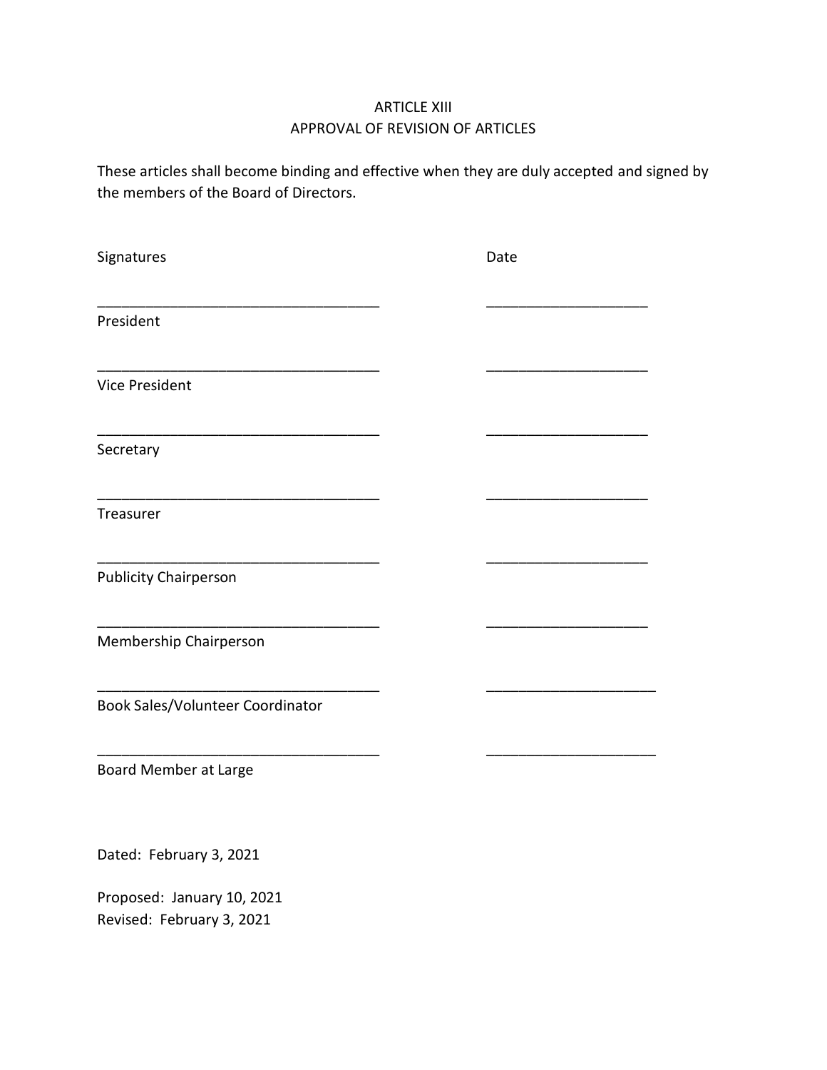## ARTICLE XIII
## APPROVAL OF REVISION OF ARTICLES

These articles shall become binding and effective when they are duly accepted and signed by the members of the Board of Directors.

| Signatures | Date |
| --- | --- |
| ___________________________________<br>President | ____________________ |
| ___________________________________<br>Vice President | ____________________ |
| ___________________________________<br>Secretary | ____________________ |
| ___________________________________<br>Treasurer | ____________________ |
| ___________________________________<br>Publicity Chairperson | ____________________ |
| ___________________________________<br>Membership Chairperson | ____________________ |
| ___________________________________<br>Book Sales/Volunteer Coordinator | _____________________ |
| ___________________________________<br>Board Member at Large | _____________________ |

Dated: February 3, 2021

Proposed: January 10, 2021
Revised: February 3, 2021